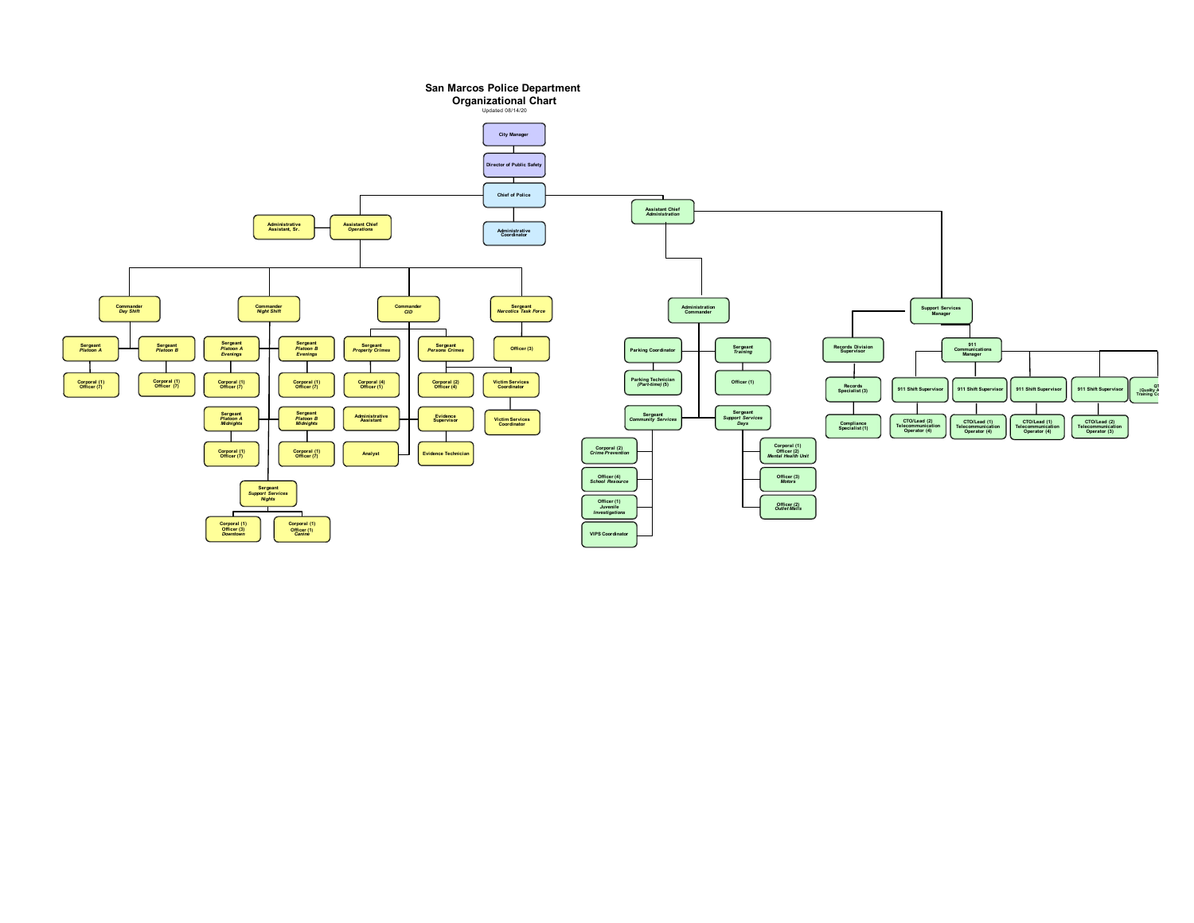# San Marcos Police Department
## Organizational Chart

Updated 08/14/20

- City Manager
  - Director of Public Safety
    - Chief of Police
      - Administrative Coordinator
      - Assistant Chief *Operations*
        - Administrative Assistant, Sr.
        - Commander *Day Shift*
          - Sergeant *Platoon A*
            - Corporal (1) Officer (7)
          - Sergeant *Platoon B*
            - Corporal (1) Officer (7)
        - Commander *Night Shift*
          - Sergeant *Platoon A Evenings*
            - Corporal (1) Officer (7)
          - Sergeant *Platoon B Evenings*
            - Corporal (1) Officer (7)
          - Sergeant *Platoon A Midnights*
            - Corporal (1) Officer (7)
          - Sergeant *Platoon B Midnights*
            - Corporal (1) Officer (7)
          - Sergeant *Support Services Nights*
            - Corporal (1) Officer (3) *Downtown*
            - Corporal (1) Officer (1) *Canine*
        - Commander *CID*
          - Sergeant *Property Crimes*
            - Corporal (4) Officer (1)
          - Sergeant *Persons Crimes*
            - Corporal (2) Officer (4)
            - Victim Services Coordinator
              - Victim Services Coordinator
          - Administrative Assistant
          - Evidence Supervisor
            - Evidence Technician
          - Analyst
        - Sergeant *Narcotics Task Force*
          - Officer (3)
      - Assistant Chief *Administration*
        - Administration Commander
          - Parking Coordinator
            - Parking Technician *(Part-time)* (5)
          - Sergeant *Training*
            - Officer (1)
          - Sergeant *Community Services*
            - Corporal (2) *Crime Prevention*
            - Officer (4) *School Resource*
            - Officer (1) *Juvenile Investigations*
            - VIPS Coordinator
          - Sergeant *Support Services Days*
            - Corporal (1) Officer (2) *Mental Health Unit*
            - Officer (3) *Motors*
            - Officer (2) *Outlet Malls*
        - Support Services Manager
          - Records Division Supervisor
            - Records Specialist (3)
            - Compliance Specialist (1)
          - 911 Communications Manager
            - 911 Shift Supervisor
              - CTO/Lead (2) Telecommunication Operator (4)
            - 911 Shift Supervisor
              - CTO/Lead (1) Telecommunication Operator (4)
            - 911 Shift Supervisor
              - CTO/Lead (1) Telecommunication Operator (4)
            - 911 Shift Supervisor
              - CTO/Lead (2) Telecommunication Operator (3)
            - QA (Quality A... Training Co...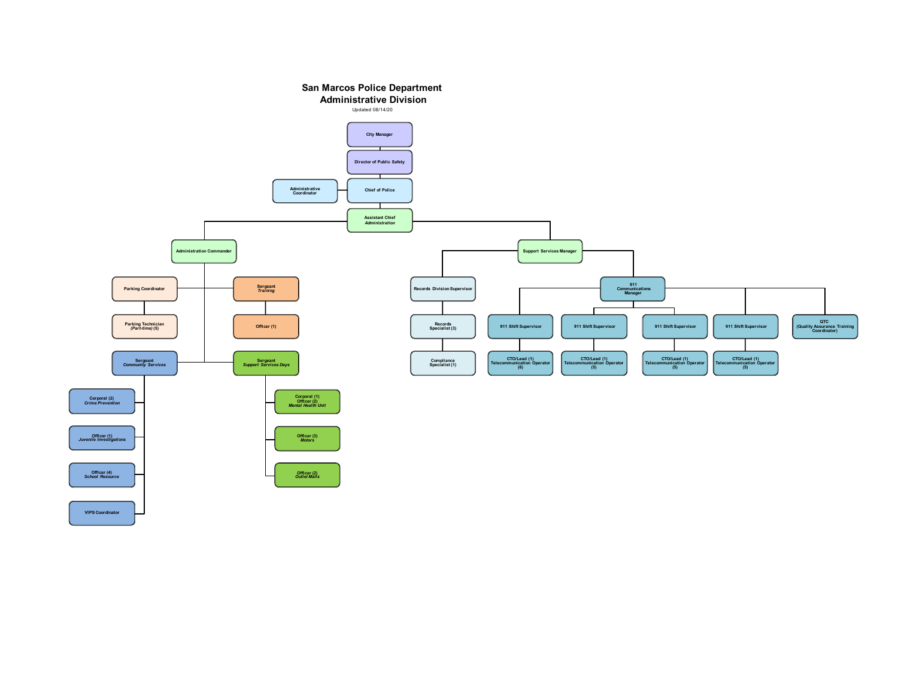# San Marcos Police Department
## Administrative Division

Updated 08/14/20

- City Manager
  - Director of Public Safety
    - Chief of Police
      - Administrative Coordinator
      - Assistant Chief *Administration*
        - Administration Commander
          - Parking Coordinator
            - Parking Technician *(Part-time)* (5)
          - Sergeant *Training*
            - Officer (1)
          - Sergeant *Community Services*
            - Corporal (2) *Crime Prevention*
            - Officer (1) *Juvenile Investigations*
            - Officer (4) *School Resource*
            - VIPS Coordinator
          - Sergeant *Support Services Days*
            - Corporal (1) Officer (2) *Mental Health Unit*
            - Officer (3) *Motors*
            - Officer (2) *Outlet Malls*
        - Support Services Manager
          - Records Division Supervisor
            - Records Specialist (3)
              - Compliance Specialist (1)
          - 911 Communications Manager
            - 911 Shift Supervisor
              - CTO/Lead (1) Telecommunication Operator (6)
            - 911 Shift Supervisor
              - CTO/Lead (1) Telecommunication Operator (5)
            - 911 Shift Supervisor
              - CTO/Lead (1) Telecommunication Operator (5)
            - 911 Shift Supervisor
              - CTO/Lead (1) Telecommunication Operator (5)
            - QTC (Quality Assurance Training Coordinator)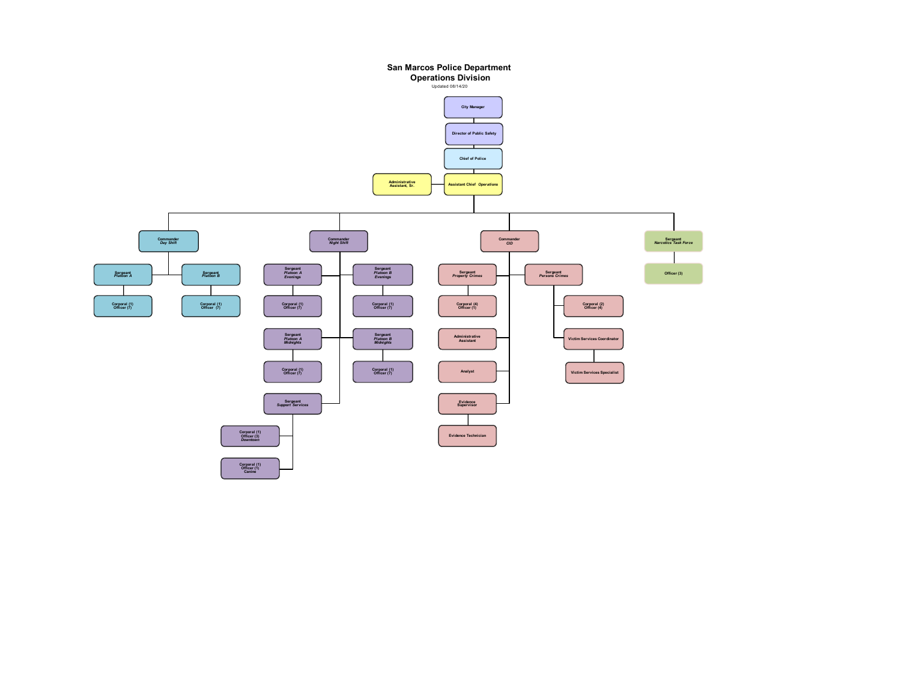# San Marcos Police Department
## Operations Division

Updated 08/14/20

City Manager

Director of Public Safety

Chief of Police

Administrative Assistant, Sr.

Assistant Chief Operations

Commander
*Day Shift*

Sergeant
*Platoon A*

Corporal (1)
Officer (7)

Sergeant
*Platoon B*

Corporal (1)
Officer (7)

Commander
*Night Shift*

Sergeant
*Platoon A*
*Evenings*

Corporal (1)
Officer (7)

Sergeant
*Platoon B*
*Evenings*

Corporal (1)
Officer (7)

Sergeant
*Platoon A*
*Midnights*

Corporal (1)
Officer (7)

Sergeant
*Platoon B*
*Midnights*

Corporal (1)
Officer (7)

Sergeant
*Support Services*

Corporal (1)
Officer (3)
*Downtown*

Corporal (1)
Officer (1)
Canine

Commander
*CID*

Sergeant
*Property Crimes*

Corporal (4)
Officer (1)

Administrative Assistant

Analyst

Evidence Supervisor

Evidence Technician

Sergeant
*Persons Crimes*

Corporal (2)
Officer (4)

Victim Services Coordinator

Victim Services Specialist

Sergeant
*Narcotics Task Force*

Officer (3)